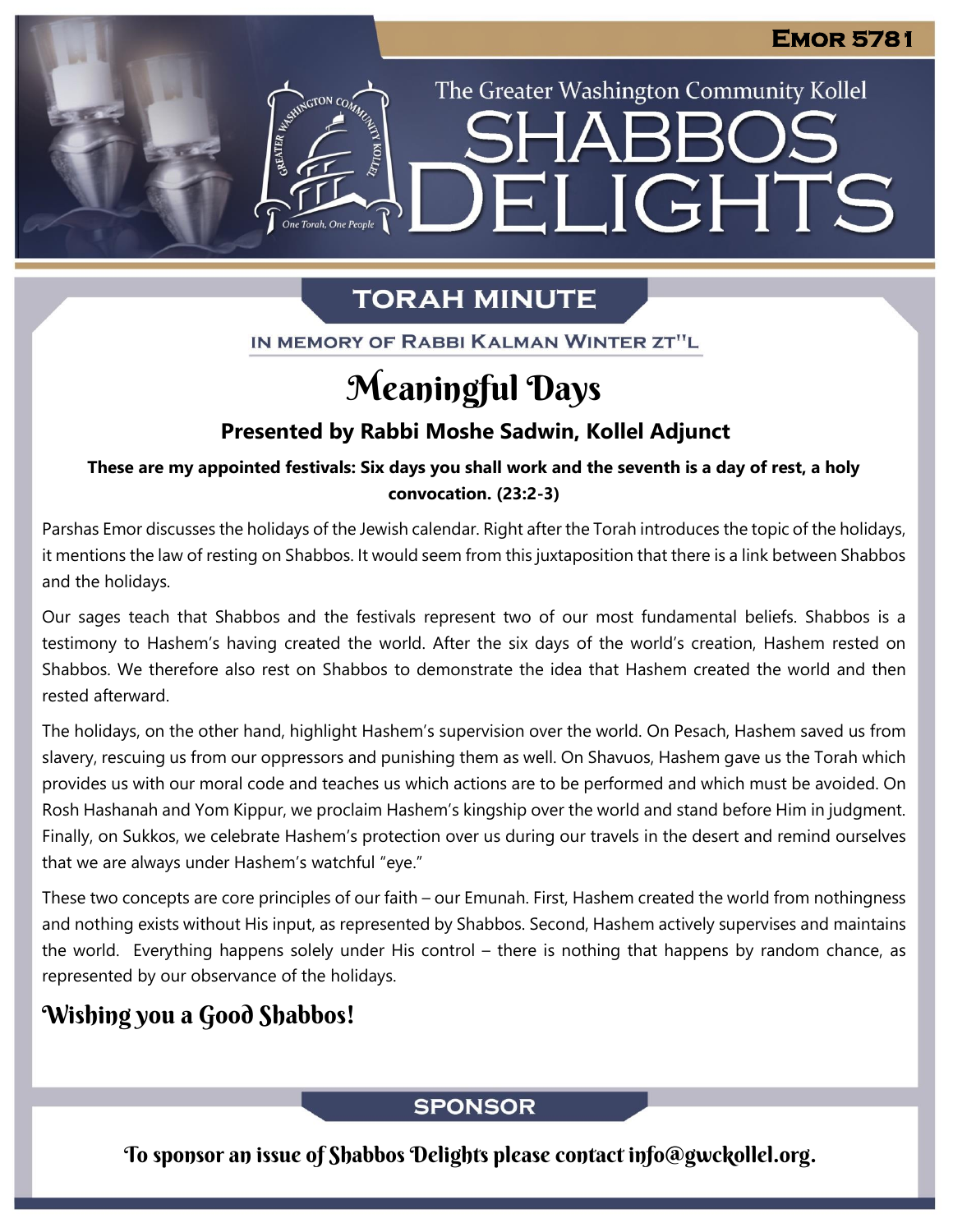EMOR 5781

The Greater Washington Community Kollel

# SHABBOS DELIGHTS

## TORAH MINUTE

IN MEMORY OF RABBI KALMAN WINTER ZT"L

# Meaningful Days

### Presented by Rabbi Moshe Sadwin, Kollel Adjunct

**These are my appointed festivals: Six days you shall work and the seventh is a day of rest, a holy convocation. (23:2-3)**

Parshas Emor discusses the holidays of the Jewish calendar. Right after the Torah introduces the topic of the holidays, it mentions the law of resting on Shabbos. It would seem from this juxtaposition that there is a link between Shabbos and the holidays.

Our sages teach that Shabbos and the festivals represent two of our most fundamental beliefs. Shabbos is a testimony to Hashem's having created the world. After the six days of the world's creation, Hashem rested on Shabbos. We therefore also rest on Shabbos to demonstrate the idea that Hashem created the world and then rested afterward.

The holidays, on the other hand, highlight Hashem's supervision over the world. On Pesach, Hashem saved us from slavery, rescuing us from our oppressors and punishing them as well. On Shavuos, Hashem gave us the Torah which provides us with our moral code and teaches us which actions are to be performed and which must be avoided. On Rosh Hashanah and Yom Kippur, we proclaim Hashem's kingship over the world and stand before Him in judgment. Finally, on Sukkos, we celebrate Hashem's protection over us during our travels in the desert and remind ourselves that we are always under Hashem's watchful "eye."

These two concepts are core principles of our faith – our Emunah. First, Hashem created the world from nothingness and nothing exists without His input, as represented by Shabbos. Second, Hashem actively supervises and maintains the world. Everything happens solely under His control – there is nothing that happens by random chance, as represented by our observance of the holidays.

## Wishing you a Good Shabbos!

## SPONSOR

To sponsor an issue of Shabbos Delights please contact info@gwckollel.org.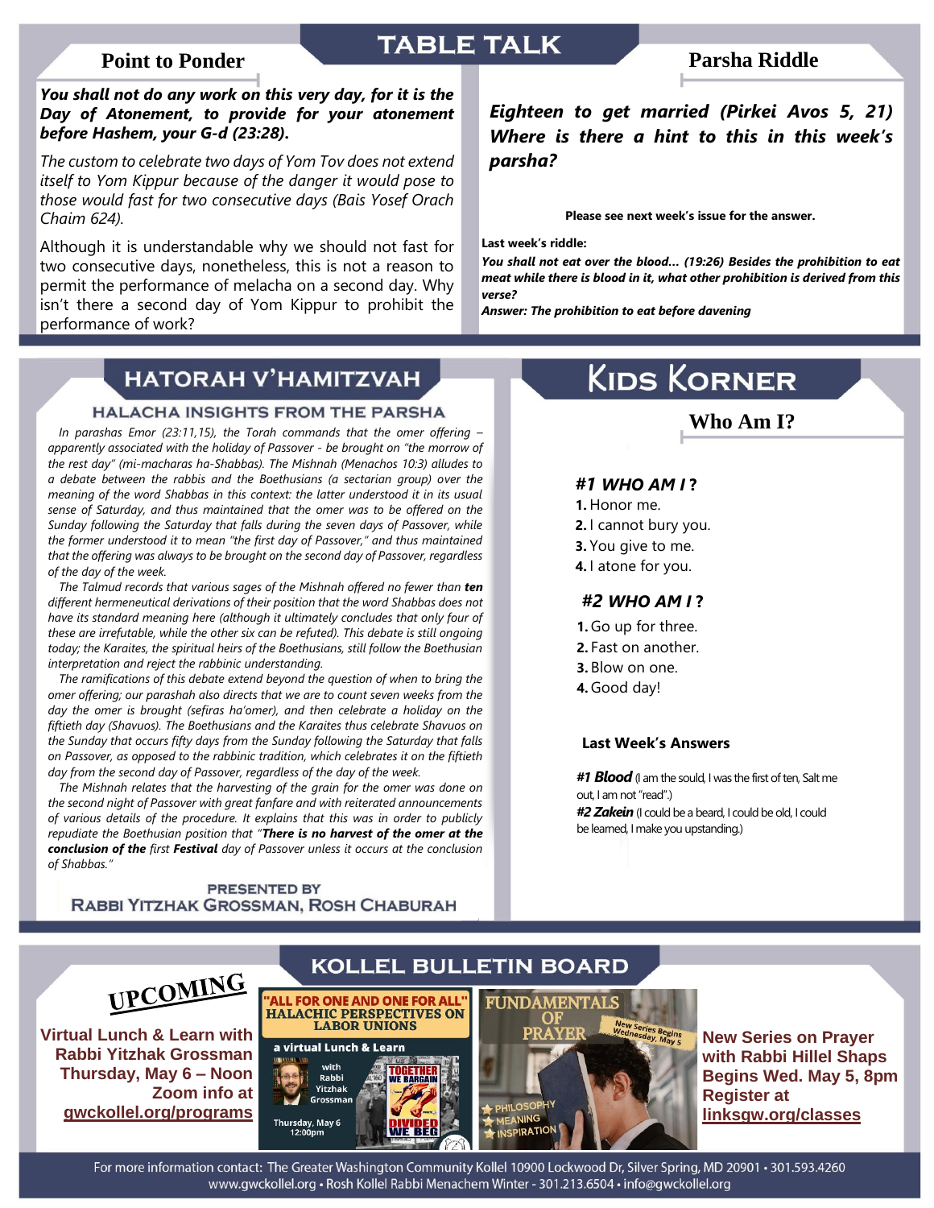# TABLE TALK

## Point to Ponder

***You shall not do any work on this very day, for it is the Day of Atonement, to provide for your atonement before Hashem, your G-d (23:28).***

*The custom to celebrate two days of Yom Tov does not extend itself to Yom Kippur because of the danger it would pose to those would fast for two consecutive days (Bais Yosef Orach Chaim 624).*

Although it is understandable why we should not fast for two consecutive days, nonetheless, this is not a reason to permit the performance of melacha on a second day. Why isn't there a second day of Yom Kippur to prohibit the performance of work?

## Parsha Riddle

***Eighteen to get married (Pirkei Avos 5, 21) Where is there a hint to this in this week's parsha?***

**Please see next week's issue for the answer.**

**Last week's riddle:**

***You shall not eat over the blood… (19:26) Besides the prohibition to eat meat while there is blood in it, what other prohibition is derived from this verse?***

***Answer: The prohibition to eat before davening***

# HATORAH V'HAMITZVAH

## HALACHA INSIGHTS FROM THE PARSHA

*In parashas Emor (23:11,15), the Torah commands that the omer offering – apparently associated with the holiday of Passover - be brought on "the morrow of the rest day" (mi-macharas ha-Shabbas). The Mishnah (Menachos 10:3) alludes to a debate between the rabbis and the Boethusians (a sectarian group) over the meaning of the word Shabbas in this context: the latter understood it in its usual sense of Saturday, and thus maintained that the omer was to be offered on the Sunday following the Saturday that falls during the seven days of Passover, while the former understood it to mean "the first day of Passover," and thus maintained that the offering was always to be brought on the second day of Passover, regardless of the day of the week.*

*The Talmud records that various sages of the Mishnah offered no fewer than **ten** different hermeneutical derivations of their position that the word Shabbas does not have its standard meaning here (although it ultimately concludes that only four of these are irrefutable, while the other six can be refuted). This debate is still ongoing today; the Karaites, the spiritual heirs of the Boethusians, still follow the Boethusian interpretation and reject the rabbinic understanding.*

*The ramifications of this debate extend beyond the question of when to bring the omer offering; our parashah also directs that we are to count seven weeks from the day the omer is brought (sefiras ha'omer), and then celebrate a holiday on the fiftieth day (Shavuos). The Boethusians and the Karaites thus celebrate Shavuos on the Sunday that occurs fifty days from the Sunday following the Saturday that falls on Passover, as opposed to the rabbinic tradition, which celebrates it on the fiftieth day from the second day of Passover, regardless of the day of the week.*

*The Mishnah relates that the harvesting of the grain for the omer was done on the second night of Passover with great fanfare and with reiterated announcements of various details of the procedure. It explains that this was in order to publicly repudiate the Boethusian position that "**There is no harvest of the omer at the conclusion of the** first **Festival** day of Passover unless it occurs at the conclusion of Shabbas."*

PRESENTED BY
RABBI YITZHAK GROSSMAN, ROSH CHABURAH

# KIDS KORNER

## Who Am I?

### #1 WHO AM I ?

**1.** Honor me.
**2.** I cannot bury you.
**3.** You give to me.
**4.** I atone for you.

### #2 WHO AM I ?

**1.** Go up for three.
**2.** Fast on another.
**3.** Blow on one.
**4.** Good day!

### Last Week's Answers

***#1 Blood*** (I am the sould, I was the first of ten, Salt me out, I am not "read".)

***#2 Zakein*** (I could be a beard, I could be old, I could be learned, I make you upstanding.)

# KOLLEL BULLETIN BOARD

UPCOMING

**Virtual Lunch & Learn with Rabbi Yitzhak Grossman**
**Thursday, May 6 – Noon**
**Zoom info at gwckollel.org/programs**

"ALL FOR ONE AND ONE FOR ALL" HALACHIC PERSPECTIVES ON LABOR UNIONS
a virtual Lunch & Learn with Rabbi Yitzhak Grossman
Thursday, May 6 12:00pm
TOGETHER WE BARGAIN / DIVIDED WE BEG

FUNDAMENTALS OF PRAYER
New Series Begins Wednesday, May 5
PHILOSOPHY · MEANING · INSPIRATION

**New Series on Prayer with Rabbi Hillel Shaps**
**Begins Wed. May 5, 8pm**
**Register at linksgw.org/classes**

For more information contact: The Greater Washington Community Kollel 10900 Lockwood Dr, Silver Spring, MD 20901 • 301.593.4260
www.gwckollel.org • Rosh Kollel Rabbi Menachem Winter - 301.213.6504 • info@gwckollel.org